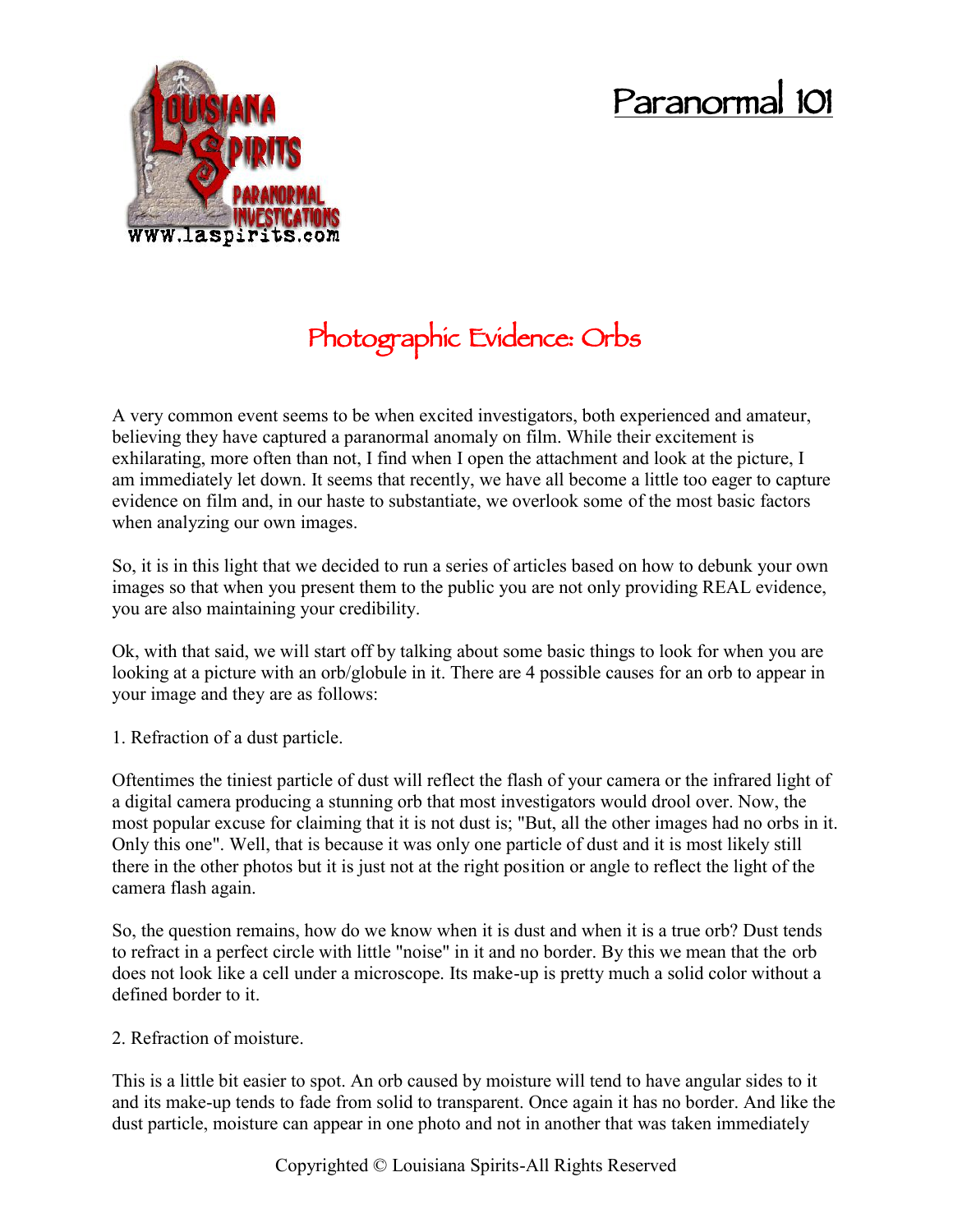# Paranormal 101

## Photographic Evidence: Orbs

A very common event seems to be when excited investigators, both experienced and amateur, believing they have captured a paranormal anomaly on film. While their excitement is exhilarating, more often than not, I find when I open the attachment and look at the picture, I am immediately let down. It seems that recently, we have all become a little too eager to capture evidence on film and, in our haste to substantiate, we overlook some of the most basic factors when analyzing our own images.

So, it is in this light that we decided to run a series of articles based on how to debunk your own images so that when you present them to the public you are not only providing REAL evidence, you are also maintaining your credibility.

Ok, with that said, we will start off by talking about some basic things to look for when you are looking at a picture with an orb/globule in it. There are 4 possible causes for an orb to appear in your image and they are as follows:

1. Refraction of a dust particle.

Oftentimes the tiniest particle of dust will reflect the flash of your camera or the infrared light of a digital camera producing a stunning orb that most investigators would drool over. Now, the most popular excuse for claiming that it is not dust is; "But, all the other images had no orbs in it. Only this one". Well, that is because it was only one particle of dust and it is most likely still there in the other photos but it is just not at the right position or angle to reflect the light of the camera flash again.

So, the question remains, how do we know when it is dust and when it is a true orb? Dust tends to refract in a perfect circle with little "noise" in it and no border. By this we mean that the orb does not look like a cell under a microscope. Its make-up is pretty much a solid color without a defined border to it.

2. Refraction of moisture.

This is a little bit easier to spot. An orb caused by moisture will tend to have angular sides to it and its make-up tends to fade from solid to transparent. Once again it has no border. And like the dust particle, moisture can appear in one photo and not in another that was taken immediately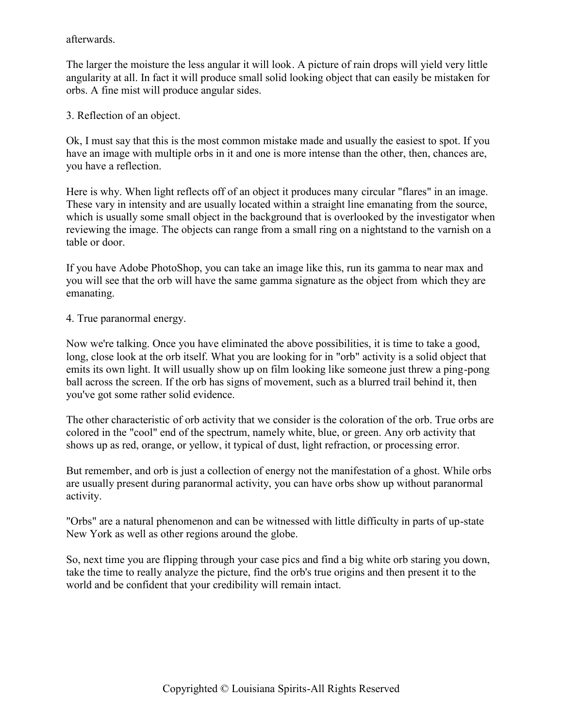afterwards.

The larger the moisture the less angular it will look. A picture of rain drops will yield very little angularity at all. In fact it will produce small solid looking object that can easily be mistaken for orbs. A fine mist will produce angular sides.

3. Reflection of an object.

Ok, I must say that this is the most common mistake made and usually the easiest to spot. If you have an image with multiple orbs in it and one is more intense than the other, then, chances are, you have a reflection.

Here is why. When light reflects off of an object it produces many circular "flares" in an image. These vary in intensity and are usually located within a straight line emanating from the source, which is usually some small object in the background that is overlooked by the investigator when reviewing the image. The objects can range from a small ring on a nightstand to the varnish on a table or door.

If you have Adobe PhotoShop, you can take an image like this, run its gamma to near max and you will see that the orb will have the same gamma signature as the object from which they are emanating.

4. True paranormal energy.

Now we're talking. Once you have eliminated the above possibilities, it is time to take a good, long, close look at the orb itself. What you are looking for in "orb" activity is a solid object that emits its own light. It will usually show up on film looking like someone just threw a ping-pong ball across the screen. If the orb has signs of movement, such as a blurred trail behind it, then you've got some rather solid evidence.

The other characteristic of orb activity that we consider is the coloration of the orb. True orbs are colored in the "cool" end of the spectrum, namely white, blue, or green. Any orb activity that shows up as red, orange, or yellow, it typical of dust, light refraction, or processing error.

But remember, and orb is just a collection of energy not the manifestation of a ghost. While orbs are usually present during paranormal activity, you can have orbs show up without paranormal activity.

"Orbs" are a natural phenomenon and can be witnessed with little difficulty in parts of up-state New York as well as other regions around the globe.

So, next time you are flipping through your case pics and find a big white orb staring you down, take the time to really analyze the picture, find the orb's true origins and then present it to the world and be confident that your credibility will remain intact.

Copyrighted © Louisiana Spirits-All Rights Reserved